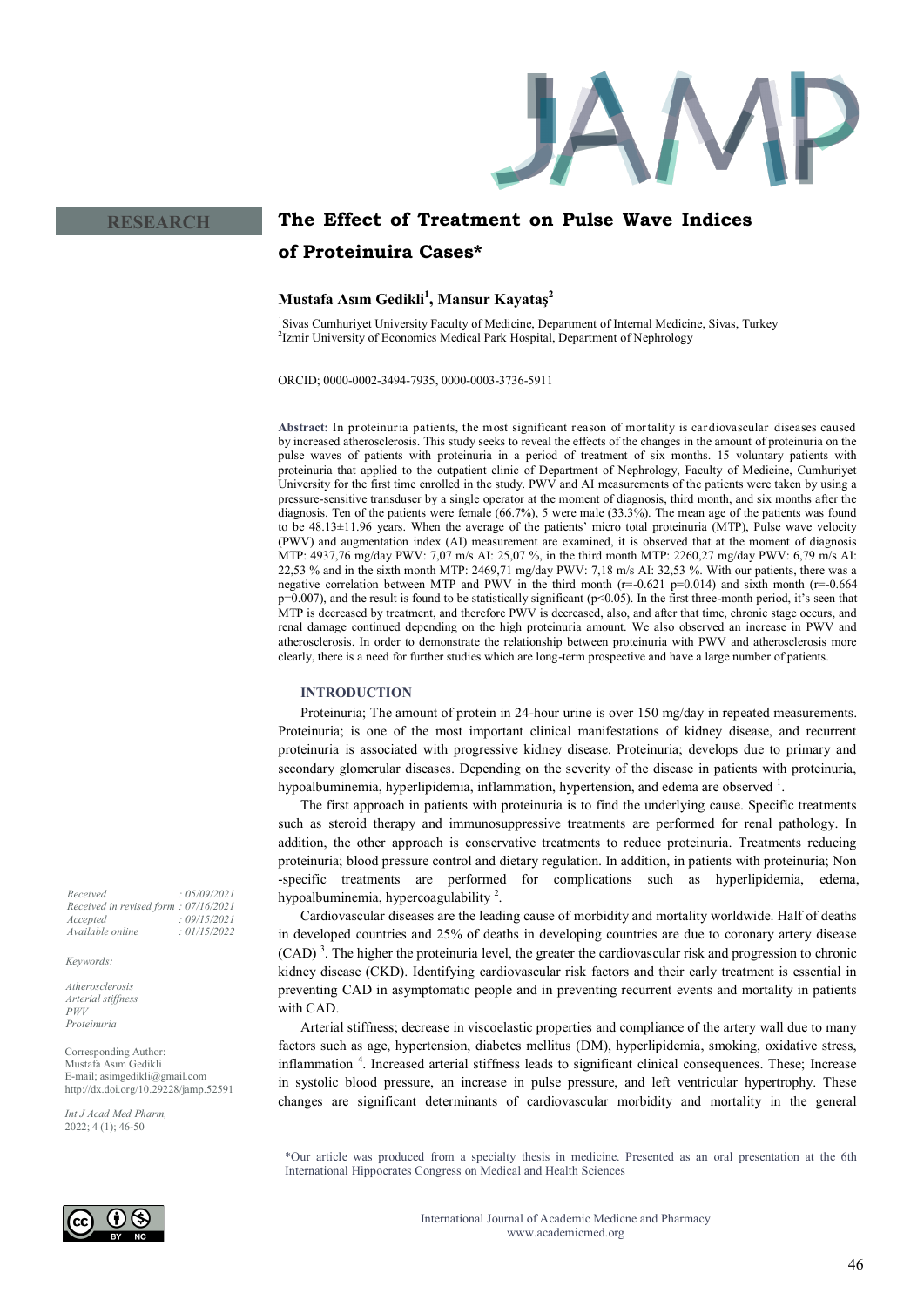RESEARCH

# The Effect of Treatment on Pulse Wave Indices of Proteinuira Cases*

**Mustafa Asım Gedikli[1], Mansur Kayataş[2]**

[1]Sivas Cumhuriyet University Faculty of Medicine, Department of Internal Medicine, Sivas, Turkey
[2]Izmir University of Economics Medical Park Hospital, Department of Nephrology

ORCID; 0000-0002-3494-7935, 0000-0003-3736-5911

**Abstract:** In proteinuria patients, the most significant reason of mortality is cardiovascular diseases caused by increased atherosclerosis. This study seeks to reveal the effects of the changes in the amount of protein on the pulse waves of patients with proteinuria in a period of treatment of six months. 15 voluntary patients with proteinuria that applied to the outpatient clinic of Department of Nephrology, Faculty of Medicine, Cumhuriyet University for the first time enrolled in the study. PWV and AI measurements of the patients were taken by using a pressure-sensitive transduser by a single operator at the moment of diagnosis, third month, and six months after the diagnosis. Ten of the patients were female (66.7%), 5 were male (33.3%). The mean age of the patients was found to be 48.13±11.96 years. When the average of the patients' micro total proteinuria (MTP), Pulse wave velocity (PWV) and augmentation index (AI) measurement are examined, it is observed that at the moment of diagnosis MTP: 4937,76 mg/day PWV: 7,07 m/s AI: 25,07 %, in the third month MTP: 2260,27 mg/day PWV: 6,79 m/s AI: 22,53 % and in the sixth month MTP: 2469,71 mg/day PWV: 7,18 m/s AI: 32,53 %. With our patients, there was a negative correlation between MTP and PWV in the third month ($r=-0.621$ $p=0.014$) and sixth month ($r=-0.664$ $p=0.007$), and the result is found to be statistically significant ($p<0.05$). In the first three-month period, it's seen that MTP is decreased by treatment, and therefore PWV is decreased, also, and after that time, chronic stage occurs, and renal damage continued depending on the high proteinuria amount. We also observed an increase in PWV and atherosclerosis. In order to demonstrate the relationship between proteinuria with PWV and atherosclerosis more clearly, there is a need for further studies which are long-term prospective and have a large number of patients.

*Received : 05/09/2021*
*Received in revised form : 07/16/2021*
*Accepted : 09/15/2021*
*Available online : 01/15/2022*

*Keywords:*

*Atherosclerosis*
*Arterial stiffness*
*PWV*
*Proteinuria*

Corresponding Author:
Mustafa Asım Gedikli
E-mail; asimgedikli@gmail.com
http://dx.doi.org/10.29228/jamp.52591

*Int J Acad Med Pharm,*
2022; 4 (1); 46-50

## INTRODUCTION

Proteinuria; The amount of protein in 24-hour urine is over 150 mg/day in repeated measurements. Proteinuria; is one of the most important clinical manifestations of kidney disease, and recurrent proteinuria is associated with progressive kidney disease. Proteinuria; develops due to primary and secondary glomerular diseases. Depending on the severity of the disease in patients with proteinuria, hypoalbuminemia, hyperlipidemia, inflammation, hypertension, and edema are observed [1].

The first approach in patients with proteinuria is to find the underlying cause. Specific treatments such as steroid therapy and immunosuppressive treatments are performed for renal pathology. In addition, the other approach is conservative treatments to reduce proteinuria. Treatments reducing proteinuria; blood pressure control and dietary regulation. In addition, in patients with proteinuria; Non -specific treatments are performed for complications such as hyperlipidemia, edema, hypoalbuminemia, hypercoagulability [2].

Cardiovascular diseases are the leading cause of morbidity and mortality worldwide. Half of deaths in developed countries and 25% of deaths in developing countries are due to coronary artery disease (CAD) [3]. The higher the proteinuria level, the greater the cardiovascular risk and progression to chronic kidney disease (CKD). Identifying cardiovascular risk factors and their early treatment is essential in preventing CAD in asymptomatic people and in preventing recurrent events and mortality in patients with CAD.

Arterial stiffness; decrease in viscoelastic properties and compliance of the artery wall due to many factors such as age, hypertension, diabetes mellitus (DM), hyperlipidemia, smoking, oxidative stress, inflammation [4]. Increased arterial stiffness leads to significant clinical consequences. These; Increase in systolic blood pressure, an increase in pulse pressure, and left ventricular hypertrophy. These changes are significant determinants of cardiovascular morbidity and mortality in the general

*Our article was produced from a specialty thesis in medicine. Presented as an oral presentation at the 6th International Hippocrates Congress on Medical and Health Sciences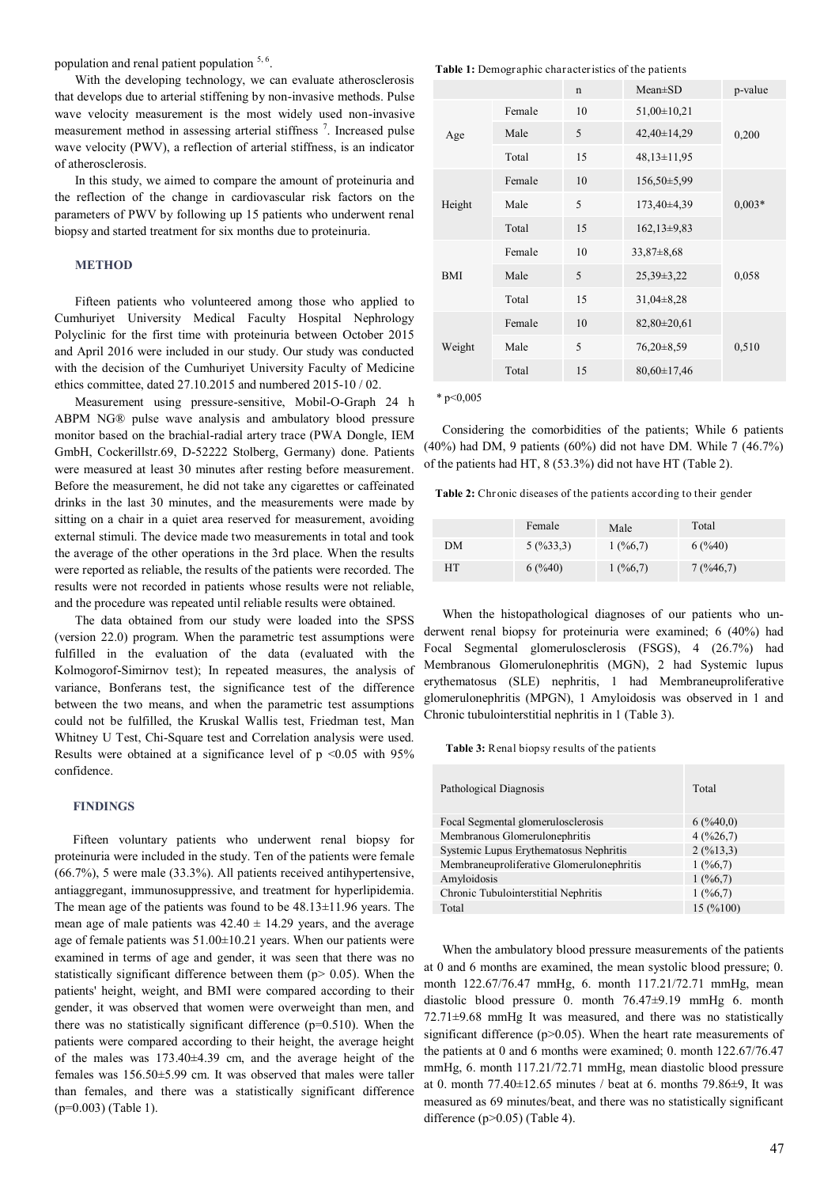population and renal patient population [5, 6].

With the developing technology, we can evaluate atherosclerosis that develops due to arterial stiffening by non-invasive methods. Pulse wave velocity measurement is the most widely used non-invasive measurement method in assessing arterial stiffness [7]. Increased pulse wave velocity (PWV), a reflection of arterial stiffness, is an indicator of atherosclerosis.

In this study, we aimed to compare the amount of proteinuria and the reflection of the change in cardiovascular risk factors on the parameters of PWV by following up 15 patients who underwent renal biopsy and started treatment for six months due to proteinuria.

## METHOD

Fifteen patients who volunteered among those who applied to Cumhuriyet University Medical Faculty Hospital Nephrology Polyclinic for the first time with proteinuria between October 2015 and April 2016 were included in our study. Our study was conducted with the decision of the Cumhuriyet University Faculty of Medicine ethics committee, dated 27.10.2015 and numbered 2015-10 / 02.

Measurement using pressure-sensitive, Mobil-O-Graph 24 h ABPM NG® pulse wave analysis and ambulatory blood pressure monitor based on the brachial-radial artery trace (PWA Dongle, IEM GmbH, Cockerillstr.69, D-52222 Stolberg, Germany) done. Patients were measured at least 30 minutes after resting before measurement. Before the measurement, he did not take any cigarettes or caffeinated drinks in the last 30 minutes, and the measurements were made by sitting on a chair in a quiet area reserved for measurement, avoiding external stimuli. The device made two measurements in total and took the average of the other operations in the 3rd place. When the results were reported as reliable, the results of the patients were recorded. The results were not recorded in patients whose results were not reliable, and the procedure was repeated until reliable results were obtained.

The data obtained from our study were loaded into the SPSS (version 22.0) program. When the parametric test assumptions were fulfilled in the evaluation of the data (evaluated with the Kolmogorof-Simirnov test); In repeated measures, the analysis of variance, Bonferans test, the significance test of the difference between the two means, and when the parametric test assumptions could not be fulfilled, the Kruskal Wallis test, Friedman test, Man Whitney U Test, Chi-Square test and Correlation analysis were used. Results were obtained at a significance level of $p < 0.05$ with 95% confidence.

## FINDINGS

Fifteen voluntary patients who underwent renal biopsy for proteinuria were included in the study. Ten of the patients were female (66.7%), 5 were male (33.3%). All patients received antihypertensive, antiaggregant, immunosuppressive, and treatment for hyperlipidemia. The mean age of the patients was found to be 48.13±11.96 years. The mean age of male patients was 42.40 ± 14.29 years, and the average age of female patients was 51.00±10.21 years. When our patients were examined in terms of age and gender, it was seen that there was no statistically significant difference between them ($p > 0.05$). When the patients' height, weight, and BMI were compared according to their gender, it was observed that women were overweight than men, and there was no statistically significant difference ($p=0.510$). When the patients were compared according to their height, the average height of the males was 173.40±4.39 cm, and the average height of the females was 156.50±5.99 cm. It was observed that males were taller than females, and there was a statistically significant difference ($p=0.003$) (Table 1).

**Table 1:** Demographic characteristics of the patients

| | | n | Mean±SD | p-value |
|---|---|---|---|---|
| Age | Female | 10 | 51,00±10,21 | 0,200 |
| | Male | 5 | 42,40±14,29 | |
| | Total | 15 | 48,13±11,95 | |
| Height | Female | 10 | 156,50±5,99 | 0,003* |
| | Male | 5 | 173,40±4,39 | |
| | Total | 15 | 162,13±9,83 | |
| BMI | Female | 10 | 33,87±8,68 | 0,058 |
| | Male | 5 | 25,39±3,22 | |
| | Total | 15 | 31,04±8,28 | |
| Weight | Female | 10 | 82,80±20,61 | 0,510 |
| | Male | 5 | 76,20±8,59 | |
| | Total | 15 | 80,60±17,46 | |

\* p<0,005

Considering the comorbidities of the patients; While 6 patients (40%) had DM, 9 patients (60%) did not have DM. While 7 (46.7%) of the patients had HT, 8 (53.3%) did not have HT (Table 2).

**Table 2:** Chronic diseases of the patients according to their gender

| | Female | Male | Total |
|---|---|---|---|
| DM | 5 (%33,3) | 1 (%6,7) | 6 (%40) |
| HT | 6 (%40) | 1 (%6,7) | 7 (%46,7) |

When the histopathological diagnoses of our patients who underwent renal biopsy for proteinuria were examined; 6 (40%) had Focal Segmental glomerulosclerosis (FSGS), 4 (26.7%) had Membranous Glomerulonephritis (MGN), 2 had Systemic lupus erythematosus (SLE) nephritis, 1 had Membraneuproliferative glomerulonephritis (MPGN), 1 Amyloidosis was observed in 1 and Chronic tubulointerstitial nephritis in 1 (Table 3).

**Table 3:** Renal biopsy results of the patients

| Pathological Diagnosis | Total |
|---|---|
| Focal Segmental glomerulosclerosis | 6 (%40,0) |
| Membranous Glomerulonephritis | 4 (%26,7) |
| Systemic Lupus Erythematosus Nephritis | 2 (%13,3) |
| Membraneuproliferative Glomerulonephritis | 1 (%6,7) |
| Amyloidosis | 1 (%6,7) |
| Chronic Tubulointerstitial Nephritis | 1 (%6,7) |
| Total | 15 (%100) |

When the ambulatory blood pressure measurements of the patients at 0 and 6 months are examined, the mean systolic blood pressure; 0. month 122.67/76.47 mmHg, 6. month 117.21/72.71 mmHg, mean diastolic blood pressure 0. month 76.47±9.19 mmHg 6. month 72.71±9.68 mmHg It was measured, and there was no statistically significant difference ($p > 0.05$). When the heart rate measurements of the patients at 0 and 6 months were examined; 0. month 122.67/76.47 mmHg, 6. month 117.21/72.71 mmHg, mean diastolic blood pressure at 0. month 77.40±12.65 minutes / beat at 6. months 79.86±9, It was measured as 69 minutes/beat, and there was no statistically significant difference ($p > 0.05$) (Table 4).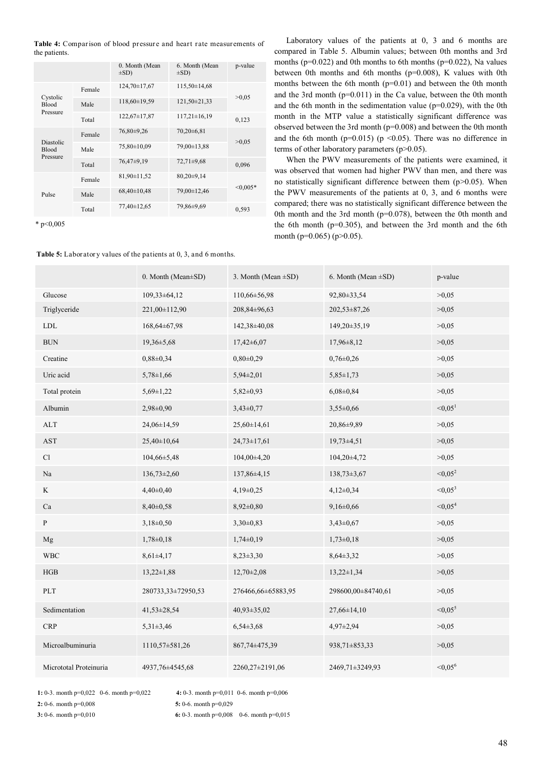**Table 4:** Comparison of blood pressure and heart rate measurements of the patients.

| | | 0. Month (Mean ±SD) | 6. Month (Mean ±SD) | p-value |
|---|---|---|---|---|
| Cystolic Blood Pressure | Female | 124,70±17,67 | 115,50±14,68 | >0,05 |
| | Male | 118,60±19,59 | 121,50±21,33 | |
| | Total | 122,67±17,87 | 117,21±16,19 | 0,123 |
| Diastolic Blood Pressure | Female | 76,80±9,26 | 70,20±6,81 | >0,05 |
| | Male | 75,80±10,09 | 79,00±13,88 | |
| | Total | 76,47±9,19 | 72,71±9,68 | 0,096 |
| Pulse | Female | 81,90±11,52 | 80,20±9,14 | <0,005* |
| | Male | 68,40±10,48 | 79,00±12,46 | |
| | Total | 77,40±12,65 | 79,86±9,69 | 0,593 |

* p<0,005

Laboratory values of the patients at 0, 3 and 6 months are compared in Table 5. Albumin values; between 0th months and 3rd months (p=0.022) and 0th months to 6th months (p=0.022), Na values between 0th months and 6th months (p=0.008), K values with 0th months between the 6th month (p=0.01) and between the 0th month and the 3rd month (p=0.011) in the Ca value, between the 0th month and the 6th month in the sedimentation value (p=0.029), with the 0th month in the MTP value a statistically significant difference was observed between the 3rd month (p=0.008) and between the 0th month and the 6th month (p=0.015) (p <0.05). There was no difference in terms of other laboratory parameters (p>0.05).

When the PWV measurements of the patients were examined, it was observed that women had higher PWV than men, and there was no statistically significant difference between them (p>0.05). When the PWV measurements of the patients at 0, 3, and 6 months were compared; there was no statistically significant difference between the 0th month and the 3rd month (p=0.078), between the 0th month and the 6th month (p=0.305), and between the 3rd month and the 6th month (p=0.065) (p>0.05).

**Table 5:** Laboratory values of the patients at 0, 3, and 6 months.

| | 0. Month (Mean±SD) | 3. Month (Mean ±SD) | 6. Month (Mean ±SD) | p-value |
|---|---|---|---|---|
| Glucose | 109,33±64,12 | 110,66±56,98 | 92,80±33,54 | >0,05 |
| Triglyceride | 221,00±112,90 | 208,84±96,63 | 202,53±87,26 | >0,05 |
| LDL | 168,64±67,98 | 142,38±40,08 | 149,20±35,19 | >0,05 |
| BUN | 19,36±5,68 | 17,42±6,07 | 17,96±8,12 | >0,05 |
| Creatine | 0,88±0,34 | 0,80±0,29 | 0,76±0,26 | >0,05 |
| Uric acid | 5,78±1,66 | 5,94±2,01 | 5,85±1,73 | >0,05 |
| Total protein | 5,69±1,22 | 5,82±0,93 | 6,08±0,84 | >0,05 |
| Albumin | 2,98±0,90 | 3,43±0,77 | 3,55±0,66 | <0,05[1] |
| ALT | 24,06±14,59 | 25,60±14,61 | 20,86±9,89 | >0,05 |
| AST | 25,40±10,64 | 24,73±17,61 | 19,73±4,51 | >0,05 |
| Cl | 104,66±5,48 | 104,00±4,20 | 104,20±4,72 | >0,05 |
| Na | 136,73±2,60 | 137,86±4,15 | 138,73±3,67 | <0,05[2] |
| K | 4,40±0,40 | 4,19±0,25 | 4,12±0,34 | <0,05[3] |
| Ca | 8,40±0,58 | 8,92±0,80 | 9,16±0,66 | <0,05[4] |
| P | 3,18±0,50 | 3,30±0,83 | 3,43±0,67 | >0,05 |
| Mg | 1,78±0,18 | 1,74±0,19 | 1,73±0,18 | >0,05 |
| WBC | 8,61±4,17 | 8,23±3,30 | 8,64±3,32 | >0,05 |
| HGB | 13,22±1,88 | 12,70±2,08 | 13,22±1,34 | >0,05 |
| PLT | 280733,33±72950,53 | 276466,66±65883,95 | 298600,00±84740,61 | >0,05 |
| Sedimentation | 41,53±28,54 | 40,93±35,02 | 27,66±14,10 | <0,05[5] |
| CRP | 5,31±3,46 | 6,54±3,68 | 4,97±2,94 | >0,05 |
| Microalbuminuria | 1110,57±581,26 | 867,74±475,39 | 938,71±853,33 | >0,05 |
| Micrototal Proteinuria | 4937,76±4545,68 | 2260,27±2191,06 | 2469,71±3249,93 | <0,05[6] |

**1:** 0-3. month p=0,022 0-6. month p=0,022
**2:** 0-6. month p=0,008
**3:** 0-6. month p=0,010
**4:** 0-3. month p=0,011 0-6. month p=0,006
**5:** 0-6. month p=0,029
**6:** 0-3. month p=0,008 0-6. month p=0,015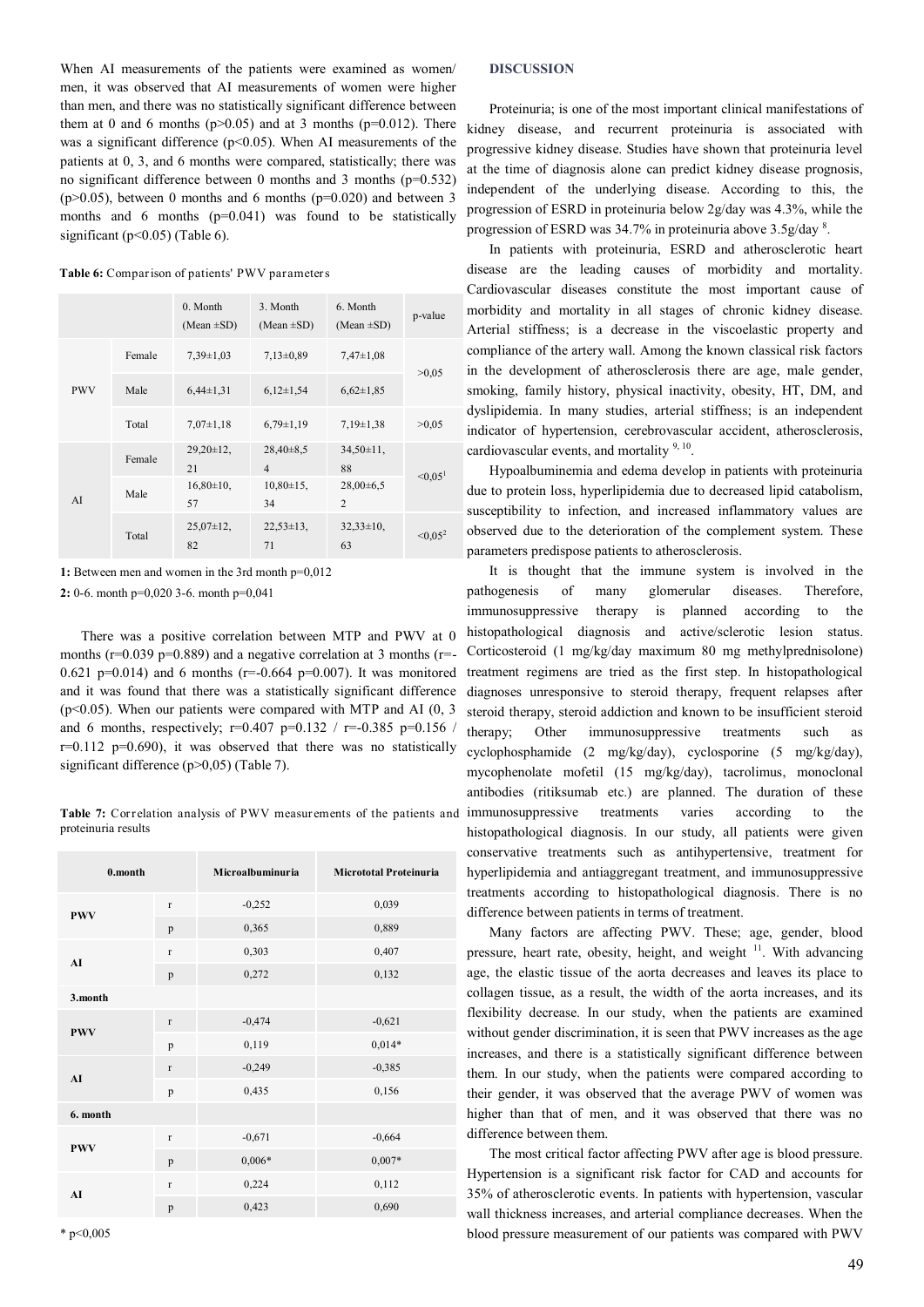When AI measurements of the patients were examined as women/ men, it was observed that AI measurements of women were higher than men, and there was no statistically significant difference between them at 0 and 6 months ($p>0.05$) and at 3 months ($p=0.012$). There was a significant difference ($p<0.05$). When AI measurements of the patients at 0, 3, and 6 months were compared, statistically; there was no significant difference between 0 months and 3 months ($p=0.532$) ($p>0.05$), between 0 months and 6 months ($p=0.020$) and between 3 months and 6 months ($p=0.041$) was found to be statistically significant ($p<0.05$) (Table 6).

**Table 6:** Comparison of patients' PWV parameters

| | | 0. Month (Mean ±SD) | 3. Month (Mean ±SD) | 6. Month (Mean ±SD) | p-value |
|---|---|---|---|---|---|
| PWV | Female | 7,39±1,03 | 7,13±0,89 | 7,47±1,08 | >0,05 |
| | Male | 6,44±1,31 | 6,12±1,54 | 6,62±1,85 | |
| | Total | 7,07±1,18 | 6,79±1,19 | 7,19±1,38 | >0,05 |
| AI | Female | 29,20±12,21 | 28,40±8,54 | 34,50±11,88 | <0,05[1] |
| | Male | 16,80±10,57 | 10,80±15,34 | 28,00±6,52 | |
| | Total | 25,07±12,82 | 22,53±13,71 | 32,33±10,63 | <0,05[2] |

**1:** Between men and women in the 3rd month p=0,012

**2:** 0-6. month p=0,020 3-6. month p=0,041

There was a positive correlation between MTP and PWV at 0 months ($r=0.039$ $p=0.889$) and a negative correlation at 3 months ($r=-0.621$ $p=0.014$) and 6 months ($r=-0.664$ $p=0.007$). It was monitored and it was found that there was a statistically significant difference ($p<0.05$). When our patients were compared with MTP and AI (0, 3 and 6 months, respectively; $r=0.407$ $p=0.132$ / $r=-0.385$ $p=0.156$ / $r=0.112$ $p=0.690$), it was observed that there was no statistically significant difference ($p>0,05$) (Table 7).

**Table 7:** Correlation analysis of PWV measurements of the patients and proteinuria results

| 0.month | | Microalbuminuria | Micrototal Proteinuria |
|---|---|---|---|
| PWV | r | -0,252 | 0,039 |
| | p | 0,365 | 0,889 |
| AI | r | 0,303 | 0,407 |
| | p | 0,272 | 0,132 |
| **3.month** | | | |
| PWV | r | -0,474 | -0,621 |
| | p | 0,119 | 0,014* |
| AI | r | -0,249 | -0,385 |
| | p | 0,435 | 0,156 |
| **6. month** | | | |
| PWV | r | -0,671 | -0,664 |
| | p | 0,006* | 0,007* |
| AI | r | 0,224 | 0,112 |
| | p | 0,423 | 0,690 |

* p<0,005

## DISCUSSION

Proteinuria; is one of the most important clinical manifestations of kidney disease, and recurrent proteinuria is associated with progressive kidney disease. Studies have shown that proteinuria level at the time of diagnosis alone can predict kidney disease prognosis, independent of the underlying disease. According to this, the progression of ESRD in proteinuria below 2g/day was 4.3%, while the progression of ESRD was 34.7% in proteinuria above 3.5g/day [8].

In patients with proteinuria, ESRD and atherosclerotic heart disease are the leading causes of morbidity and mortality. Cardiovascular diseases constitute the most important cause of morbidity and mortality in all stages of chronic kidney disease. Arterial stiffness; is a decrease in the viscoelastic property and compliance of the artery wall. Among the known classical risk factors in the development of atherosclerosis there are age, male gender, smoking, family history, physical inactivity, obesity, HT, DM, and dyslipidemia. In many studies, arterial stiffness; is an independent indicator of hypertension, cerebrovascular accident, atherosclerosis, cardiovascular events, and mortality [9, 10].

Hypoalbuminemia and edema develop in patients with proteinuria due to protein loss, hyperlipidemia due to decreased lipid catabolism, susceptibility to infection, and increased inflammatory values are observed due to the deterioration of the complement system. These parameters predispose patients to atherosclerosis.

It is thought that the immune system is involved in the pathogenesis of many glomerular diseases. Therefore, immunosuppressive therapy is planned according to the histopathological diagnosis and active/sclerotic lesion status. Corticosteroid (1 mg/kg/day maximum 80 mg methylprednisolone) treatment regimens are tried as the first step. In histopathological diagnoses unresponsive to steroid therapy, frequent relapses after steroid therapy, steroid addiction and known to be insufficient steroid therapy; Other immunosuppressive treatments such as cyclophosphamide (2 mg/kg/day), cyclosporine (5 mg/kg/day), mycophenolate mofetil (15 mg/kg/day), tacrolimus, monoclonal antibodies (ritiksumab etc.) are planned. The duration of these immunosuppressive treatments varies according to the histopathological diagnosis. In our study, all patients were given conservative treatments such as antihypertensive, treatment for hyperlipidemia and antiaggregant treatment, and immunosuppressive treatments according to histopathological diagnosis. There is no difference between patients in terms of treatment.

Many factors are affecting PWV. These; age, gender, blood pressure, heart rate, obesity, height, and weight [11]. With advancing age, the elastic tissue of the aorta decreases and leaves its place to collagen tissue, as a result, the width of the aorta increases, and its flexibility decrease. In our study, when the patients are examined without gender discrimination, it is seen that PWV increases as the age increases, and there is a statistically significant difference between them. In our study, when the patients were compared according to their gender, it was observed that the average PWV of women was higher than that of men, and it was observed that there was no difference between them.

The most critical factor affecting PWV after age is blood pressure. Hypertension is a significant risk factor for CAD and accounts for 35% of atherosclerotic events. In patients with hypertension, vascular wall thickness increases, and arterial compliance decreases. When the blood pressure measurement of our patients was compared with PWV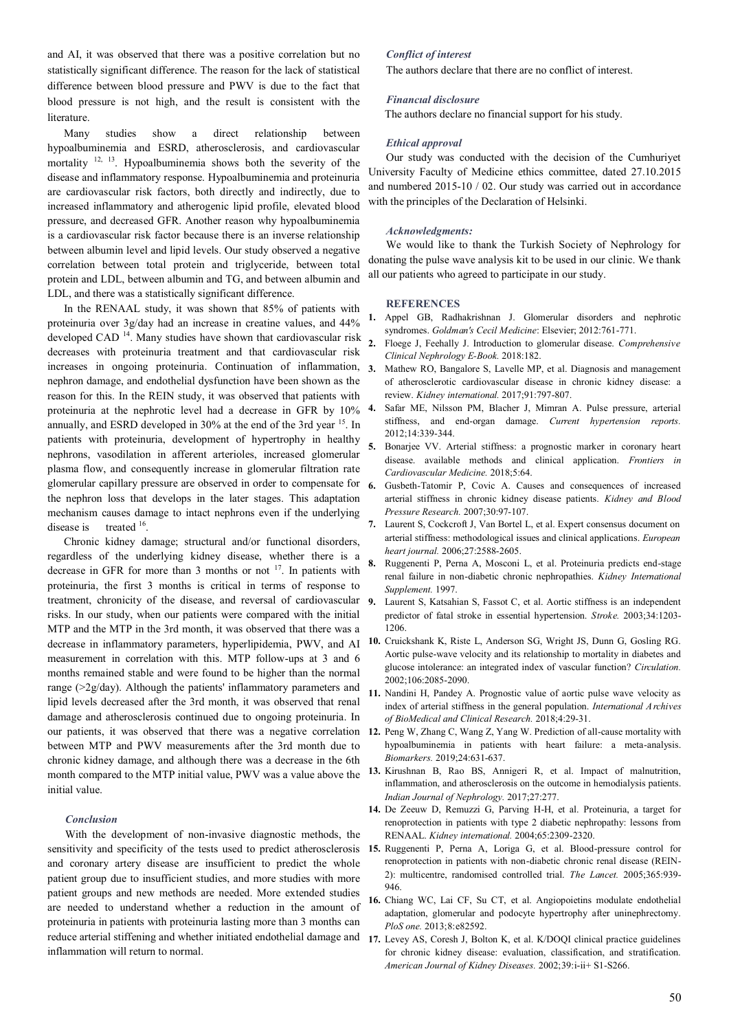and AI, it was observed that there was a positive correlation but no statistically significant difference. The reason for the lack of statistical difference between blood pressure and PWV is due to the fact that blood pressure is not high, and the result is consistent with the literature.

Many studies show a direct relationship between hypoalbuminemia and ESRD, atherosclerosis, and cardiovascular mortality [12, 13]. Hypoalbuminemia shows both the severity of the disease and inflammatory response. Hypoalbuminemia and proteinuria are cardiovascular risk factors, both directly and indirectly, due to increased inflammatory and atherogenic lipid profile, elevated blood pressure, and decreased GFR. Another reason why hypoalbuminemia is a cardiovascular risk factor because there is an inverse relationship between albumin level and lipid levels. Our study observed a negative correlation between total protein and triglyceride, between total protein and LDL, between albumin and TG, and between albumin and LDL, and there was a statistically significant difference.

In the RENAAL study, it was shown that 85% of patients with proteinuria over 3g/day had an increase in creatine values, and 44% developed CAD [14]. Many studies have shown that cardiovascular risk decreases with proteinuria treatment and that cardiovascular risk increases in ongoing proteinuria. Continuation of inflammation, nephron damage, and endothelial dysfunction have been shown as the reason for this. In the REIN study, it was observed that patients with proteinuria at the nephrotic level had a decrease in GFR by 10% annually, and ESRD developed in 30% at the end of the 3rd year [15]. In patients with proteinuria, development of hypertrophy in healthy nephrons, vasodilation in afferent arterioles, increased glomerular plasma flow, and consequently increase in glomerular filtration rate glomerular capillary pressure are observed in order to compensate for the nephron loss that develops in the later stages. This adaptation mechanism causes damage to intact nephrons even if the underlying disease is treated [16].

Chronic kidney damage; structural and/or functional disorders, regardless of the underlying kidney disease, whether there is a decrease in GFR for more than 3 months or not [17]. In patients with proteinuria, the first 3 months is critical in terms of response to treatment, chronicity of the disease, and reversal of cardiovascular risks. In our study, when our patients were compared with the initial MTP and the MTP in the 3rd month, it was observed that there was a decrease in inflammatory parameters, hyperlipidemia, PWV, and AI measurement in correlation with this. MTP follow-ups at 3 and 6 months remained stable and were found to be higher than the normal range (>2g/day). Although the patients' inflammatory parameters and lipid levels decreased after the 3rd month, it was observed that renal damage and atherosclerosis continued due to ongoing proteinuria. In our patients, it was observed that there was a negative correlation between MTP and PWV measurements after the 3rd month due to chronic kidney damage, and although there was a decrease in the 6th month compared to the MTP initial value, PWV was a value above the initial value.

### *Conclusion*

With the development of non-invasive diagnostic methods, the sensitivity and specificity of the tests used to predict atherosclerosis and coronary artery disease are insufficient to predict the whole patient group due to insufficient studies, and more studies with more patient groups and new methods are needed. More extended studies are needed to understand whether a reduction in the amount of proteinuria in patients with proteinuria lasting more than 3 months can reduce arterial stiffening and whether initiated endothelial damage and inflammation will return to normal.

### *Conflict of interest*

The authors declare that there are no conflict of interest.

### *Financıal disclosure*

The authors declare no financial support for his study.

### *Ethical approval*

Our study was conducted with the decision of the Cumhuriyet University Faculty of Medicine ethics committee, dated 27.10.2015 and numbered 2015-10 / 02. Our study was carried out in accordance with the principles of the Declaration of Helsinki.

### *Acknowledgments:*

We would like to thank the Turkish Society of Nephrology for donating the pulse wave analysis kit to be used in our clinic. We thank all our patients who agreed to participate in our study.

## REFERENCES

1. Appel GB, Radhakrishnan J. Glomerular disorders and nephrotic syndromes. *Goldman's Cecil Medicine*: Elsevier; 2012:761-771.
2. Floege J, Feehally J. Introduction to glomerular disease. *Comprehensive Clinical Nephrology E-Book.* 2018:182.
3. Mathew RO, Bangalore S, Lavelle MP, et al. Diagnosis and management of atherosclerotic cardiovascular disease in chronic kidney disease: a review. *Kidney international.* 2017;91:797-807.
4. Safar ME, Nilsson PM, Blacher J, Mimran A. Pulse pressure, arterial stiffness, and end-organ damage. *Current hypertension reports.* 2012;14:339-344.
5. Bonarjee VV. Arterial stiffness: a prognostic marker in coronary heart disease. available methods and clinical application. *Frontiers in Cardiovascular Medicine.* 2018;5:64.
6. Gusbeth-Tatomir P, Covic A. Causes and consequences of increased arterial stiffness in chronic kidney disease patients. *Kidney and Blood Pressure Research.* 2007;30:97-107.
7. Laurent S, Cockcroft J, Van Bortel L, et al. Expert consensus document on arterial stiffness: methodological issues and clinical applications. *European heart journal.* 2006;27:2588-2605.
8. Ruggenenti P, Perna A, Mosconi L, et al. Proteinuria predicts end-stage renal failure in non-diabetic chronic nephropathies. *Kidney International Supplement.* 1997.
9. Laurent S, Katsahian S, Fassot C, et al. Aortic stiffness is an independent predictor of fatal stroke in essential hypertension. *Stroke.* 2003;34:1203-1206.
10. Cruickshank K, Riste L, Anderson SG, Wright JS, Dunn G, Gosling RG. Aortic pulse-wave velocity and its relationship to mortality in diabetes and glucose intolerance: an integrated index of vascular function? *Circulation.* 2002;106:2085-2090.
11. Nandini H, Pandey A. Prognostic value of aortic pulse wave velocity as index of arterial stiffness in the general population. *International Archives of BioMedical and Clinical Research.* 2018;4:29-31.
12. Peng W, Zhang C, Wang Z, Yang W. Prediction of all-cause mortality with hypoalbuminemia in patients with heart failure: a meta-analysis. *Biomarkers.* 2019;24:631-637.
13. Kirushnan B, Rao BS, Annigeri R, et al. Impact of malnutrition, inflammation, and atherosclerosis on the outcome in hemodialysis patients. *Indian Journal of Nephrology.* 2017;27:277.
14. De Zeeuw D, Remuzzi G, Parving H-H, et al. Proteinuria, a target for renoprotection in patients with type 2 diabetic nephropathy: lessons from RENAAL. *Kidney international.* 2004;65:2309-2320.
15. Ruggenenti P, Perna A, Loriga G, et al. Blood-pressure control for renoprotection in patients with non-diabetic chronic renal disease (REIN-2): multicentre, randomised controlled trial. *The Lancet.* 2005;365:939-946.
16. Chiang WC, Lai CF, Su CT, et al. Angiopoietins modulate endothelial adaptation, glomerular and podocyte hypertrophy after uninephrectomy. *PloS one.* 2013;8:e82592.
17. Levey AS, Coresh J, Bolton K, et al. K/DOQI clinical practice guidelines for chronic kidney disease: evaluation, classification, and stratification. *American Journal of Kidney Diseases.* 2002;39:i-ii+ S1-S266.